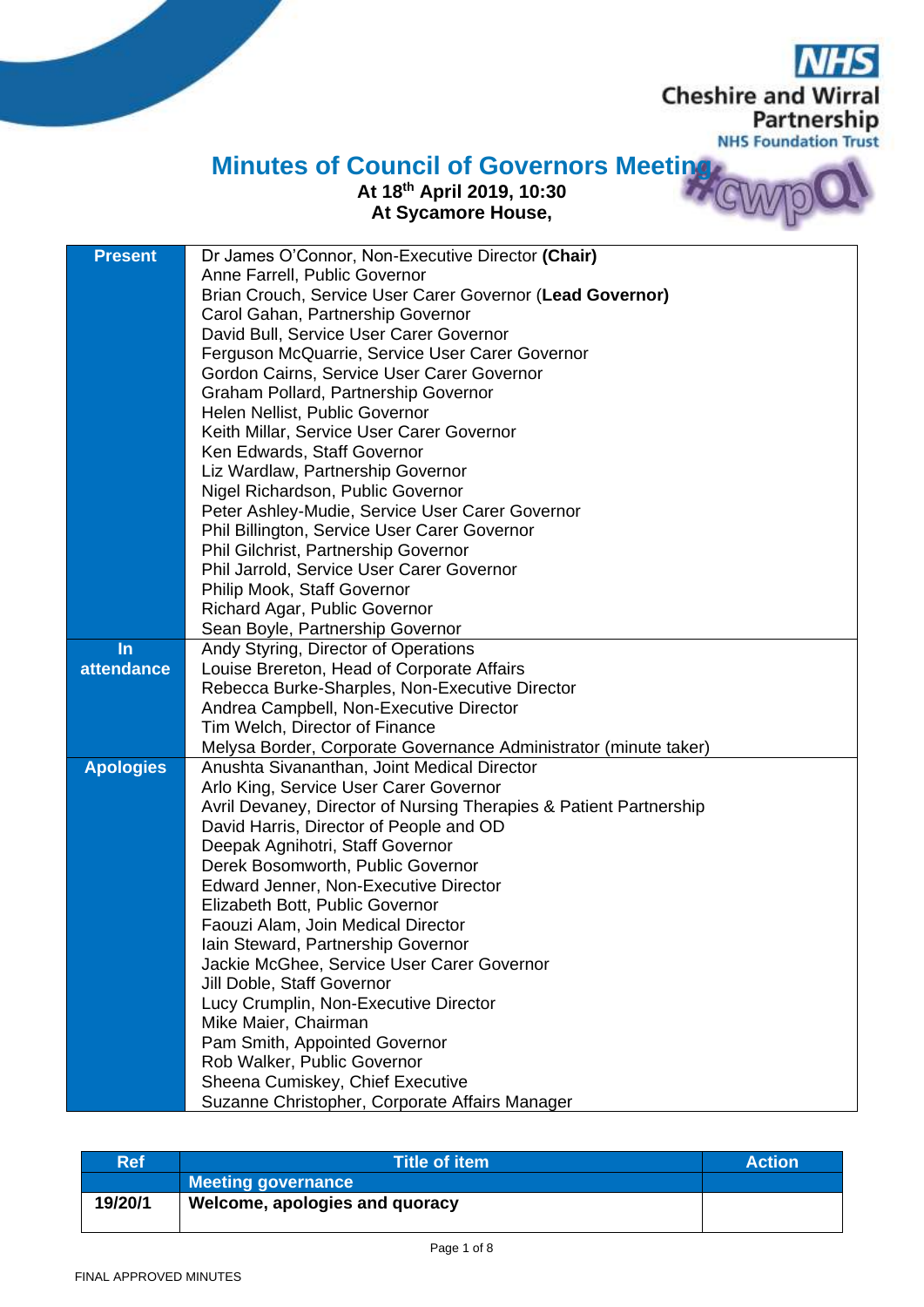# Minutes of Council of Governors Meeting

**At 18th April 2019, 10:30**
**At Sycamore House,**

| | |
|---|---|
| **Present** | Dr James O'Connor, Non-Executive Director **(Chair)**<br>Anne Farrell, Public Governor<br>Brian Crouch, Service User Carer Governor (**Lead Governor)**<br>Carol Gahan, Partnership Governor<br>David Bull, Service User Carer Governor<br>Ferguson McQuarrie, Service User Carer Governor<br>Gordon Cairns, Service User Carer Governor<br>Graham Pollard, Partnership Governor<br>Helen Nellist, Public Governor<br>Keith Millar, Service User Carer Governor<br>Ken Edwards, Staff Governor<br>Liz Wardlaw, Partnership Governor<br>Nigel Richardson, Public Governor<br>Peter Ashley-Mudie, Service User Carer Governor<br>Phil Billington, Service User Carer Governor<br>Phil Gilchrist, Partnership Governor<br>Phil Jarrold, Service User Carer Governor<br>Philip Mook, Staff Governor<br>Richard Agar, Public Governor<br>Sean Boyle, Partnership Governor |
| **In attendance** | Andy Styring, Director of Operations<br>Louise Brereton, Head of Corporate Affairs<br>Rebecca Burke-Sharples, Non-Executive Director<br>Andrea Campbell, Non-Executive Director<br>Tim Welch, Director of Finance<br>Melysa Border, Corporate Governance Administrator (minute taker) |
| **Apologies** | Anushta Sivananthan, Joint Medical Director<br>Arlo King, Service User Carer Governor<br>Avril Devaney, Director of Nursing Therapies & Patient Partnership<br>David Harris, Director of People and OD<br>Deepak Agnihotri, Staff Governor<br>Derek Bosomworth, Public Governor<br>Edward Jenner, Non-Executive Director<br>Elizabeth Bott, Public Governor<br>Faouzi Alam, Join Medical Director<br>Iain Steward, Partnership Governor<br>Jackie McGhee, Service User Carer Governor<br>Jill Doble, Staff Governor<br>Lucy Crumplin, Non-Executive Director<br>Mike Maier, Chairman<br>Pam Smith, Appointed Governor<br>Rob Walker, Public Governor<br>Sheena Cumiskey, Chief Executive<br>Suzanne Christopher, Corporate Affairs Manager |

| Ref | Title of item | Action |
|---|---|---|
| | **Meeting governance** | |
| **19/20/1** | **Welcome, apologies and quoracy** | |

FINAL APPROVED MINUTES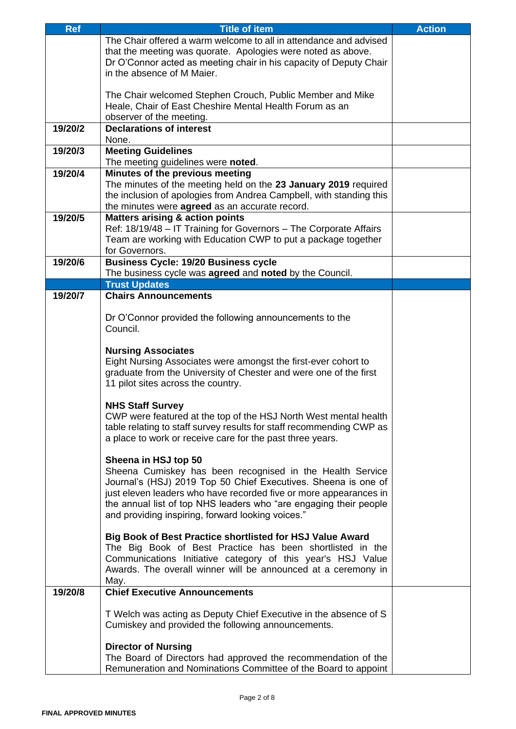| Ref | Title of item | Action |
|---|---|---|
| | The Chair offered a warm welcome to all in attendance and advised that the meeting was quorate. Apologies were noted as above. Dr O'Connor acted as meeting chair in his capacity of Deputy Chair in the absence of M Maier.<br><br>The Chair welcomed Stephen Crouch, Public Member and Mike Heale, Chair of East Cheshire Mental Health Forum as an observer of the meeting. | |
| 19/20/2 | **Declarations of interest**<br>None. | |
| 19/20/3 | **Meeting Guidelines**<br>The meeting guidelines were **noted**. | |
| 19/20/4 | **Minutes of the previous meeting**<br>The minutes of the meeting held on the **23 January 2019** required the inclusion of apologies from Andrea Campbell, with standing this the minutes were **agreed** as an accurate record. | |
| 19/20/5 | **Matters arising & action points**<br>Ref: 18/19/48 – IT Training for Governors – The Corporate Affairs Team are working with Education CWP to put a package together for Governors. | |
| 19/20/6 | **Business Cycle: 19/20 Business cycle**<br>The business cycle was **agreed** and **noted** by the Council. | |
| | **Trust Updates** | |
| 19/20/7 | **Chairs Announcements**<br><br>Dr O'Connor provided the following announcements to the Council.<br><br>**Nursing Associates**<br>Eight Nursing Associates were amongst the first-ever cohort to graduate from the University of Chester and were one of the first 11 pilot sites across the country.<br><br>**NHS Staff Survey**<br>CWP were featured at the top of the HSJ North West mental health table relating to staff survey results for staff recommending CWP as a place to work or receive care for the past three years.<br><br>**Sheena in HSJ top 50**<br>Sheena Cumiskey has been recognised in the Health Service Journal's (HSJ) 2019 Top 50 Chief Executives. Sheena is one of just eleven leaders who have recorded five or more appearances in the annual list of top NHS leaders who "are engaging their people and providing inspiring, forward looking voices."<br><br>**Big Book of Best Practice shortlisted for HSJ Value Award**<br>The Big Book of Best Practice has been shortlisted in the Communications Initiative category of this year's HSJ Value Awards. The overall winner will be announced at a ceremony in May. | |
| 19/20/8 | **Chief Executive Announcements**<br><br>T Welch was acting as Deputy Chief Executive in the absence of S Cumiskey and provided the following announcements.<br><br>**Director of Nursing**<br>The Board of Directors had approved the recommendation of the Remuneration and Nominations Committee of the Board to appoint | |

FINAL APPROVED MINUTES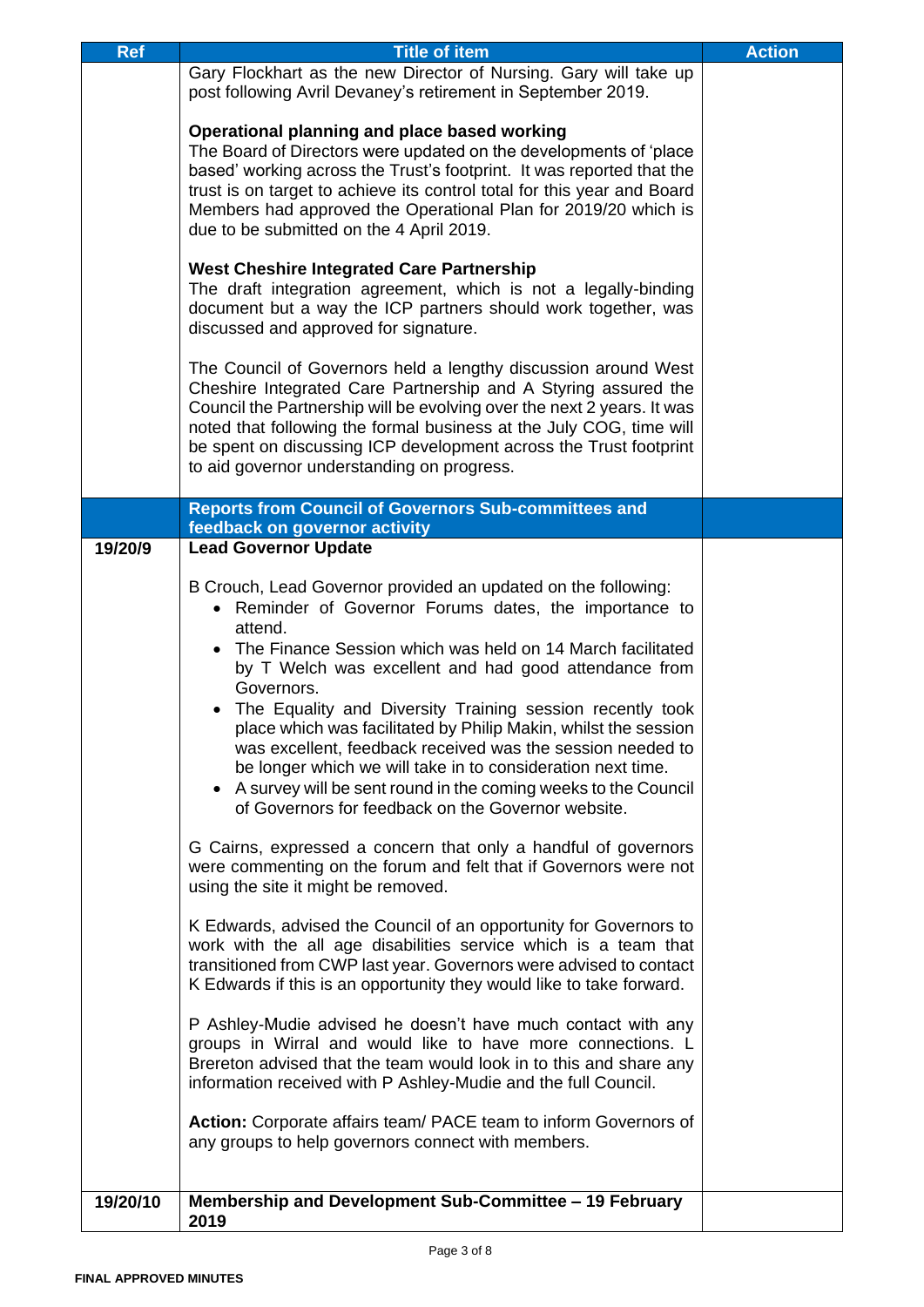| Ref | Title of item | Action |
|---|---|---|
| | Gary Flockhart as the new Director of Nursing. Gary will take up post following Avril Devaney's retirement in September 2019.<br><br>**Operational planning and place based working**<br>The Board of Directors were updated on the developments of 'place based' working across the Trust's footprint. It was reported that the trust is on target to achieve its control total for this year and Board Members had approved the Operational Plan for 2019/20 which is due to be submitted on the 4 April 2019.<br><br>**West Cheshire Integrated Care Partnership**<br>The draft integration agreement, which is not a legally-binding document but a way the ICP partners should work together, was discussed and approved for signature.<br><br>The Council of Governors held a lengthy discussion around West Cheshire Integrated Care Partnership and A Styring assured the Council the Partnership will be evolving over the next 2 years. It was noted that following the formal business at the July COG, time will be spent on discussing ICP development across the Trust footprint to aid governor understanding on progress. | |
| | **Reports from Council of Governors Sub-committees and feedback on governor activity** | |
| **19/20/9** | **Lead Governor Update**<br><br>B Crouch, Lead Governor provided an updated on the following:<br>• Reminder of Governor Forums dates, the importance to attend.<br>• The Finance Session which was held on 14 March facilitated by T Welch was excellent and had good attendance from Governors.<br>• The Equality and Diversity Training session recently took place which was facilitated by Philip Makin, whilst the session was excellent, feedback received was the session needed to be longer which we will take in to consideration next time.<br>• A survey will be sent round in the coming weeks to the Council of Governors for feedback on the Governor website.<br><br>G Cairns, expressed a concern that only a handful of governors were commenting on the forum and felt that if Governors were not using the site it might be removed.<br><br>K Edwards, advised the Council of an opportunity for Governors to work with the all age disabilities service which is a team that transitioned from CWP last year. Governors were advised to contact K Edwards if this is an opportunity they would like to take forward.<br><br>P Ashley-Mudie advised he doesn't have much contact with any groups in Wirral and would like to have more connections. L Brereton advised that the team would look in to this and share any information received with P Ashley-Mudie and the full Council.<br><br>**Action:** Corporate affairs team/ PACE team to inform Governors of any groups to help governors connect with members. | |
| **19/20/10** | **Membership and Development Sub-Committee – 19 February 2019** | |

FINAL APPROVED MINUTES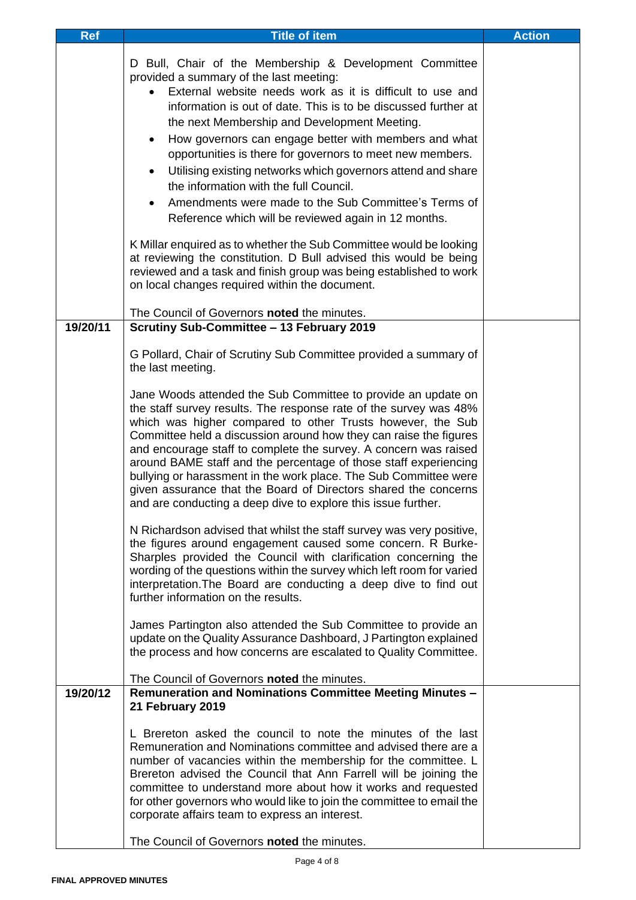| Ref | Title of item | Action |
|---|---|---|
| | D Bull, Chair of the Membership & Development Committee provided a summary of the last meeting:<br>• External website needs work as it is difficult to use and information is out of date. This is to be discussed further at the next Membership and Development Meeting.<br>• How governors can engage better with members and what opportunities is there for governors to meet new members.<br>• Utilising existing networks which governors attend and share the information with the full Council.<br>• Amendments were made to the Sub Committee's Terms of Reference which will be reviewed again in 12 months.<br><br>K Millar enquired as to whether the Sub Committee would be looking at reviewing the constitution. D Bull advised this would be being reviewed and a task and finish group was being established to work on local changes required within the document.<br><br>The Council of Governors **noted** the minutes. | |
| 19/20/11 | **Scrutiny Sub-Committee – 13 February 2019**<br><br>G Pollard, Chair of Scrutiny Sub Committee provided a summary of the last meeting.<br><br>Jane Woods attended the Sub Committee to provide an update on the staff survey results. The response rate of the survey was 48% which was higher compared to other Trusts however, the Sub Committee held a discussion around how they can raise the figures and encourage staff to complete the survey. A concern was raised around BAME staff and the percentage of those staff experiencing bullying or harassment in the work place. The Sub Committee were given assurance that the Board of Directors shared the concerns and are conducting a deep dive to explore this issue further.<br><br>N Richardson advised that whilst the staff survey was very positive, the figures around engagement caused some concern. R Burke-Sharples provided the Council with clarification concerning the wording of the questions within the survey which left room for varied interpretation.The Board are conducting a deep dive to find out further information on the results.<br><br>James Partington also attended the Sub Committee to provide an update on the Quality Assurance Dashboard, J Partington explained the process and how concerns are escalated to Quality Committee.<br><br>The Council of Governors **noted** the minutes. | |
| 19/20/12 | **Remuneration and Nominations Committee Meeting Minutes – 21 February 2019**<br><br>L Brereton asked the council to note the minutes of the last Remuneration and Nominations committee and advised there are a number of vacancies within the membership for the committee. L Brereton advised the Council that Ann Farrell will be joining the committee to understand more about how it works and requested for other governors who would like to join the committee to email the corporate affairs team to express an interest.<br><br>The Council of Governors **noted** the minutes. | |

FINAL APPROVED MINUTES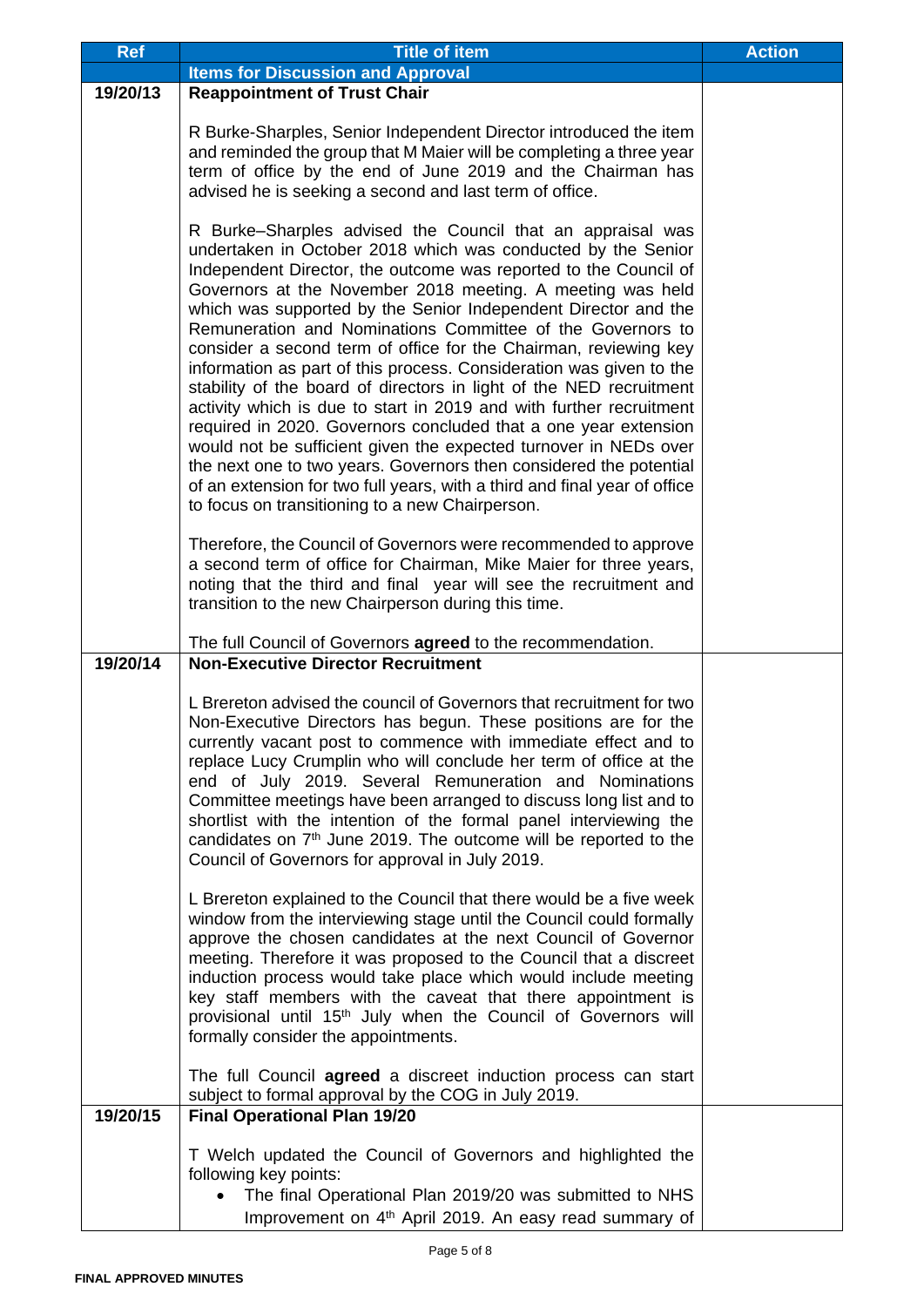| Ref | Title of item | Action |
|---|---|---|
| | **Items for Discussion and Approval** | |
| 19/20/13 | **Reappointment of Trust Chair**<br><br>R Burke-Sharples, Senior Independent Director introduced the item and reminded the group that M Maier will be completing a three year term of office by the end of June 2019 and the Chairman has advised he is seeking a second and last term of office.<br><br>R Burke–Sharples advised the Council that an appraisal was undertaken in October 2018 which was conducted by the Senior Independent Director, the outcome was reported to the Council of Governors at the November 2018 meeting. A meeting was held which was supported by the Senior Independent Director and the Remuneration and Nominations Committee of the Governors to consider a second term of office for the Chairman, reviewing key information as part of this process. Consideration was given to the stability of the board of directors in light of the NED recruitment activity which is due to start in 2019 and with further recruitment required in 2020. Governors concluded that a one year extension would not be sufficient given the expected turnover in NEDs over the next one to two years. Governors then considered the potential of an extension for two full years, with a third and final year of office to focus on transitioning to a new Chairperson.<br><br>Therefore, the Council of Governors were recommended to approve a second term of office for Chairman, Mike Maier for three years, noting that the third and final year will see the recruitment and transition to the new Chairperson during this time.<br><br>The full Council of Governors **agreed** to the recommendation. | |
| 19/20/14 | **Non-Executive Director Recruitment**<br><br>L Brereton advised the council of Governors that recruitment for two Non-Executive Directors has begun. These positions are for the currently vacant post to commence with immediate effect and to replace Lucy Crumplin who will conclude her term of office at the end of July 2019. Several Remuneration and Nominations Committee meetings have been arranged to discuss long list and to shortlist with the intention of the formal panel interviewing the candidates on 7th June 2019. The outcome will be reported to the Council of Governors for approval in July 2019.<br><br>L Brereton explained to the Council that there would be a five week window from the interviewing stage until the Council could formally approve the chosen candidates at the next Council of Governor meeting. Therefore it was proposed to the Council that a discreet induction process would take place which would include meeting key staff members with the caveat that there appointment is provisional until 15th July when the Council of Governors will formally consider the appointments.<br><br>The full Council **agreed** a discreet induction process can start subject to formal approval by the COG in July 2019. | |
| 19/20/15 | **Final Operational Plan 19/20**<br><br>T Welch updated the Council of Governors and highlighted the following key points:<br>• The final Operational Plan 2019/20 was submitted to NHS Improvement on 4th April 2019. An easy read summary of | |

FINAL APPROVED MINUTES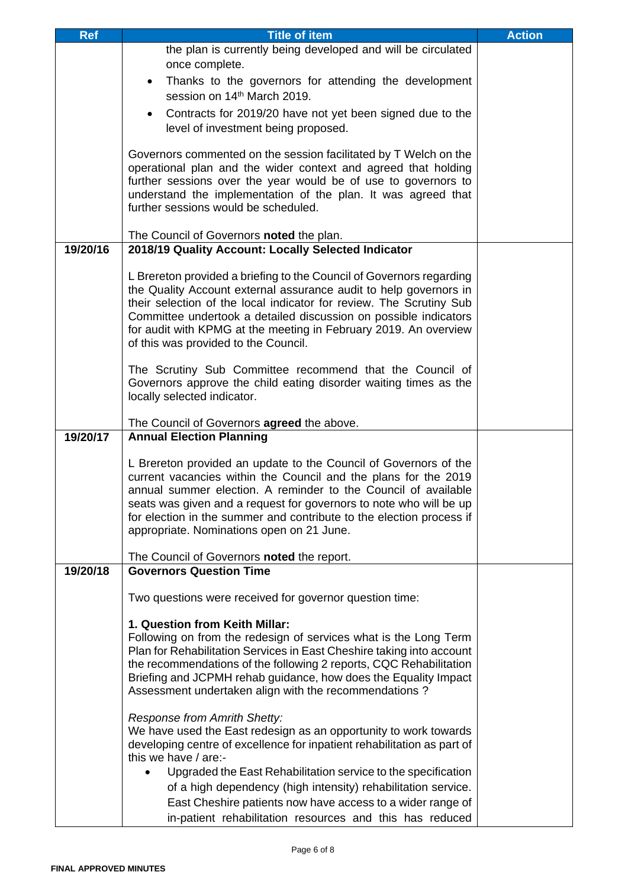| Ref | Title of item | Action |
|---|---|---|
| | the plan is currently being developed and will be circulated once complete.<br>• Thanks to the governors for attending the development session on 14th March 2019.<br>• Contracts for 2019/20 have not yet been signed due to the level of investment being proposed.<br><br>Governors commented on the session facilitated by T Welch on the operational plan and the wider context and agreed that holding further sessions over the year would be of use to governors to understand the implementation of the plan. It was agreed that further sessions would be scheduled.<br><br>The Council of Governors **noted** the plan. | |
| **19/20/16** | **2018/19 Quality Account: Locally Selected Indicator**<br><br>L Brereton provided a briefing to the Council of Governors regarding the Quality Account external assurance audit to help governors in their selection of the local indicator for review. The Scrutiny Sub Committee undertook a detailed discussion on possible indicators for audit with KPMG at the meeting in February 2019. An overview of this was provided to the Council.<br><br>The Scrutiny Sub Committee recommend that the Council of Governors approve the child eating disorder waiting times as the locally selected indicator.<br><br>The Council of Governors **agreed** the above. | |
| **19/20/17** | **Annual Election Planning**<br><br>L Brereton provided an update to the Council of Governors of the current vacancies within the Council and the plans for the 2019 annual summer election. A reminder to the Council of available seats was given and a request for governors to note who will be up for election in the summer and contribute to the election process if appropriate. Nominations open on 21 June.<br><br>The Council of Governors **noted** the report. | |
| **19/20/18** | **Governors Question Time**<br><br>Two questions were received for governor question time:<br><br>**1. Question from Keith Millar:**<br>Following on from the redesign of services what is the Long Term Plan for Rehabilitation Services in East Cheshire taking into account the recommendations of the following 2 reports, CQC Rehabilitation Briefing and JCPMH rehab guidance, how does the Equality Impact Assessment undertaken align with the recommendations ?<br><br>*Response from Amrith Shetty:*<br>We have used the East redesign as an opportunity to work towards developing centre of excellence for inpatient rehabilitation as part of this we have / are:-<br>• Upgraded the East Rehabilitation service to the specification of a high dependency (high intensity) rehabilitation service. East Cheshire patients now have access to a wider range of in-patient rehabilitation resources and this has reduced | |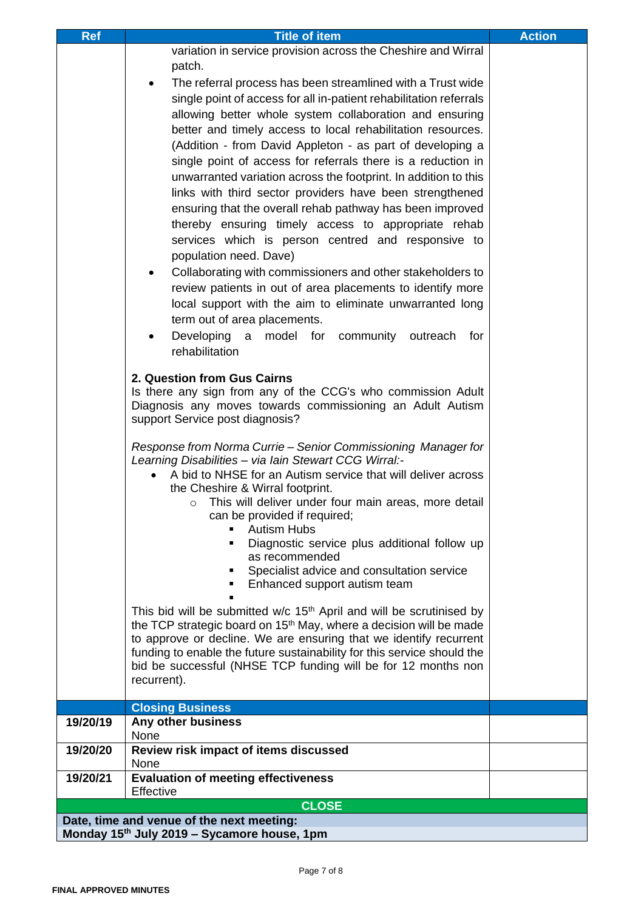| Ref | Title of item | Action |
|---|---|---|
| | variation in service provision across the Cheshire and Wirral patch.<br>• The referral process has been streamlined with a Trust wide single point of access for all in-patient rehabilitation referrals allowing better whole system collaboration and ensuring better and timely access to local rehabilitation resources. (Addition - from David Appleton - as part of developing a single point of access for referrals there is a reduction in unwarranted variation across the footprint. In addition to this links with third sector providers have been strengthened ensuring that the overall rehab pathway has been improved thereby ensuring timely access to appropriate rehab services which is person centred and responsive to population need. Dave)<br>• Collaborating with commissioners and other stakeholders to review patients in out of area placements to identify more local support with the aim to eliminate unwarranted long term out of area placements.<br>• Developing a model for community outreach for rehabilitation<br><br>**2. Question from Gus Cairns**<br>Is there any sign from any of the CCG's who commission Adult Diagnosis any moves towards commissioning an Adult Autism support Service post diagnosis?<br><br>*Response from Norma Currie – Senior Commissioning Manager for Learning Disabilities – via Iain Stewart CCG Wirral:-*<br>• A bid to NHSE for an Autism service that will deliver across the Cheshire & Wirral footprint.<br>&nbsp;&nbsp;○ This will deliver under four main areas, more detail can be provided if required;<br>&nbsp;&nbsp;&nbsp;&nbsp;▪ Autism Hubs<br>&nbsp;&nbsp;&nbsp;&nbsp;▪ Diagnostic service plus additional follow up as recommended<br>&nbsp;&nbsp;&nbsp;&nbsp;▪ Specialist advice and consultation service<br>&nbsp;&nbsp;&nbsp;&nbsp;▪ Enhanced support autism team<br><br>This bid will be submitted w/c 15th April and will be scrutinised by the TCP strategic board on 15th May, where a decision will be made to approve or decline. We are ensuring that we identify recurrent funding to enable the future sustainability for this service should the bid be successful (NHSE TCP funding will be for 12 months non recurrent). | |
| | **Closing Business** | |
| 19/20/19 | **Any other business**<br>None | |
| 19/20/20 | **Review risk impact of items discussed**<br>None | |
| 19/20/21 | **Evaluation of meeting effectiveness**<br>Effective | |
| | **CLOSE** | |
| **Date, time and venue of the next meeting:**<br>**Monday 15th July 2019 – Sycamore house, 1pm** | | |

FINAL APPROVED MINUTES